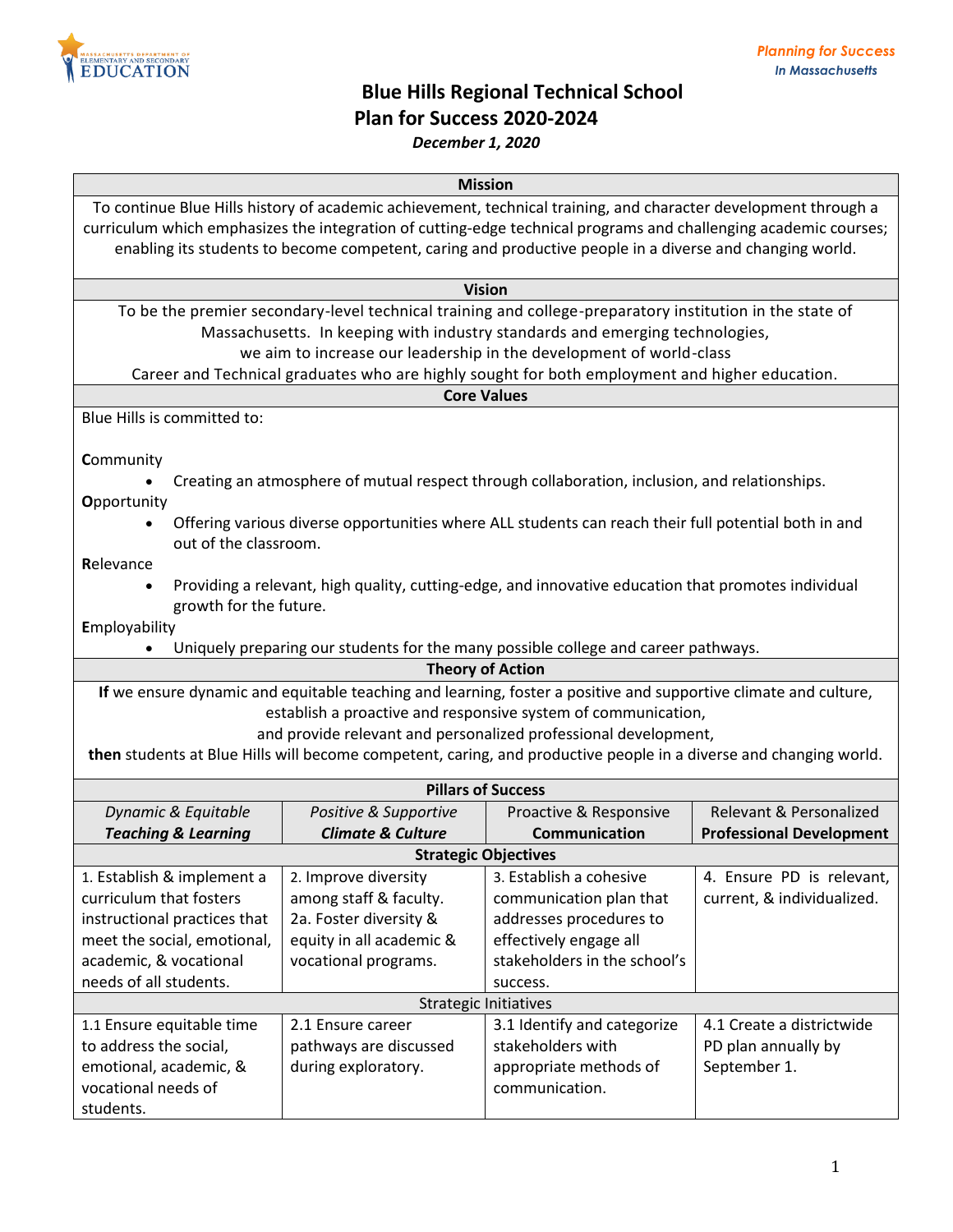Planning for Success
*In Massachusetts*

# Blue Hills Regional Technical School
## Plan for Success 2020-2024

***December 1, 2020***

### Mission

To continue Blue Hills history of academic achievement, technical training, and character development through a curriculum which emphasizes the integration of cutting-edge technical programs and challenging academic courses; enabling its students to become competent, caring and productive people in a diverse and changing world.

### Vision

To be the premier secondary-level technical training and college-preparatory institution in the state of Massachusetts. In keeping with industry standards and emerging technologies, we aim to increase our leadership in the development of world-class Career and Technical graduates who are highly sought for both employment and higher education.

### Core Values

Blue Hills is committed to:

**C**ommunity
- Creating an atmosphere of mutual respect through collaboration, inclusion, and relationships.

**O**pportunity
- Offering various diverse opportunities where ALL students can reach their full potential both in and out of the classroom.

**R**elevance
- Providing a relevant, high quality, cutting-edge, and innovative education that promotes individual growth for the future.

**E**mployability
- Uniquely preparing our students for the many possible college and career pathways.

### Theory of Action

**If** we ensure dynamic and equitable teaching and learning, foster a positive and supportive climate and culture, establish a proactive and responsive system of communication, and provide relevant and personalized professional development, **then** students at Blue Hills will become competent, caring, and productive people in a diverse and changing world.

### Pillars of Success

| *Dynamic & Equitable* ***Teaching & Learning*** | *Positive & Supportive* ***Climate & Culture*** | Proactive & Responsive **Communication** | Relevant & Personalized **Professional Development** |
|---|---|---|---|
| **Strategic Objectives** | | | |
| 1. Establish & implement a curriculum that fosters instructional practices that meet the social, emotional, academic, & vocational needs of all students. | 2. Improve diversity among staff & faculty.<br>2a. Foster diversity & equity in all academic & vocational programs. | 3. Establish a cohesive communication plan that addresses procedures to effectively engage all stakeholders in the school's success. | 4. Ensure PD is relevant, current, & individualized. |
| Strategic Initiatives | | | |
| 1.1 Ensure equitable time to address the social, emotional, academic, & vocational needs of students. | 2.1 Ensure career pathways are discussed during exploratory. | 3.1 Identify and categorize stakeholders with appropriate methods of communication. | 4.1 Create a districtwide PD plan annually by September 1. |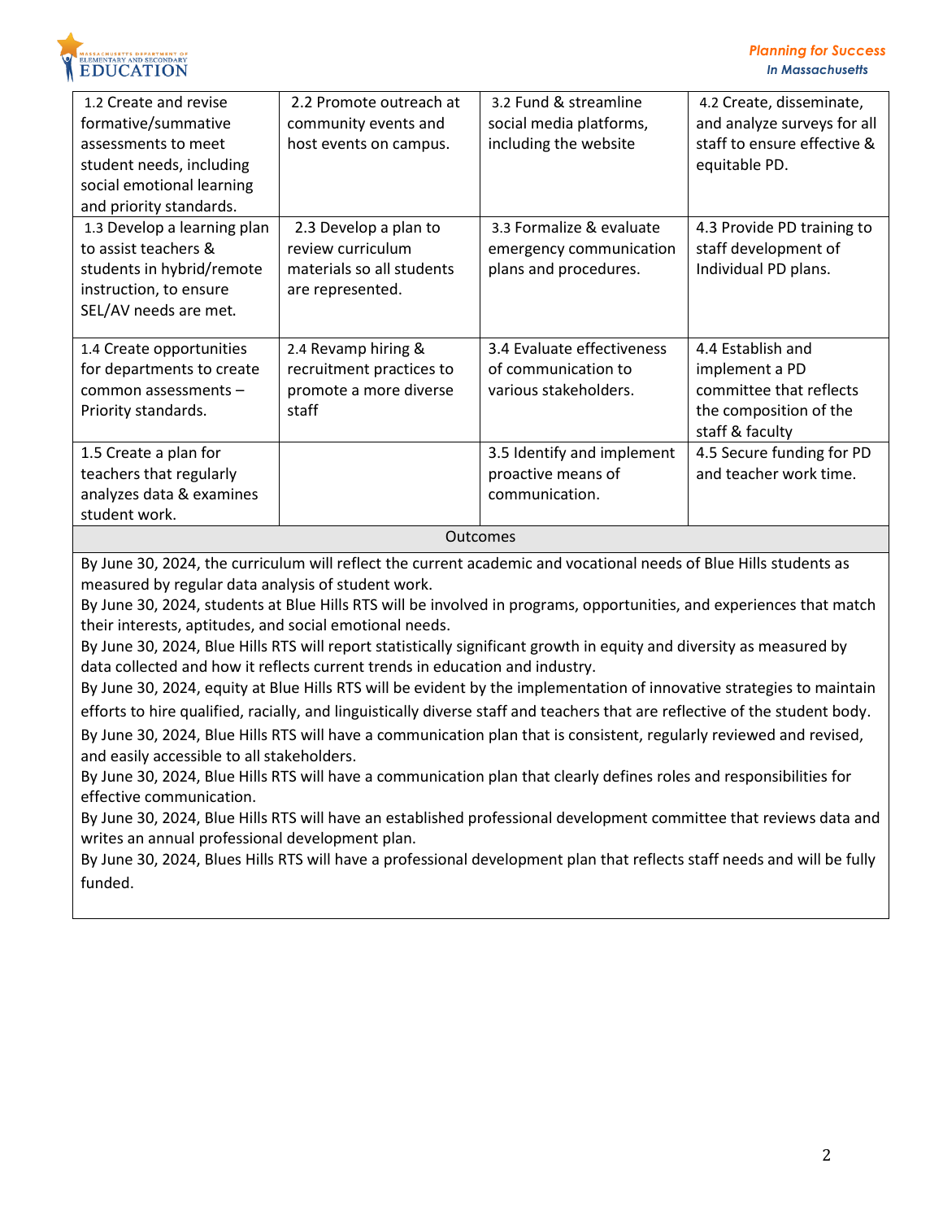| | | | |
|---|---|---|---|
| 1.2 Create and revise formative/summative assessments to meet student needs, including social emotional learning and priority standards. | 2.2 Promote outreach at community events and host events on campus. | 3.2 Fund & streamline social media platforms, including the website | 4.2 Create, disseminate, and analyze surveys for all staff to ensure effective & equitable PD. |
| 1.3 Develop a learning plan to assist teachers & students in hybrid/remote instruction, to ensure SEL/AV needs are met. | 2.3 Develop a plan to review curriculum materials so all students are represented. | 3.3 Formalize & evaluate emergency communication plans and procedures. | 4.3 Provide PD training to staff development of Individual PD plans. |
| 1.4 Create opportunities for departments to create common assessments – Priority standards. | 2.4 Revamp hiring & recruitment practices to promote a more diverse staff | 3.4 Evaluate effectiveness of communication to various stakeholders. | 4.4 Establish and implement a PD committee that reflects the composition of the staff & faculty |
| 1.5 Create a plan for teachers that regularly analyzes data & examines student work. | | 3.5 Identify and implement proactive means of communication. | 4.5 Secure funding for PD and teacher work time. |

**Outcomes**

By June 30, 2024, the curriculum will reflect the current academic and vocational needs of Blue Hills students as measured by regular data analysis of student work.

By June 30, 2024, students at Blue Hills RTS will be involved in programs, opportunities, and experiences that match their interests, aptitudes, and social emotional needs.

By June 30, 2024, Blue Hills RTS will report statistically significant growth in equity and diversity as measured by data collected and how it reflects current trends in education and industry.

By June 30, 2024, equity at Blue Hills RTS will be evident by the implementation of innovative strategies to maintain efforts to hire qualified, racially, and linguistically diverse staff and teachers that are reflective of the student body.

By June 30, 2024, Blue Hills RTS will have a communication plan that is consistent, regularly reviewed and revised, and easily accessible to all stakeholders.

By June 30, 2024, Blue Hills RTS will have a communication plan that clearly defines roles and responsibilities for effective communication.

By June 30, 2024, Blue Hills RTS will have an established professional development committee that reviews data and writes an annual professional development plan.

By June 30, 2024, Blues Hills RTS will have a professional development plan that reflects staff needs and will be fully funded.